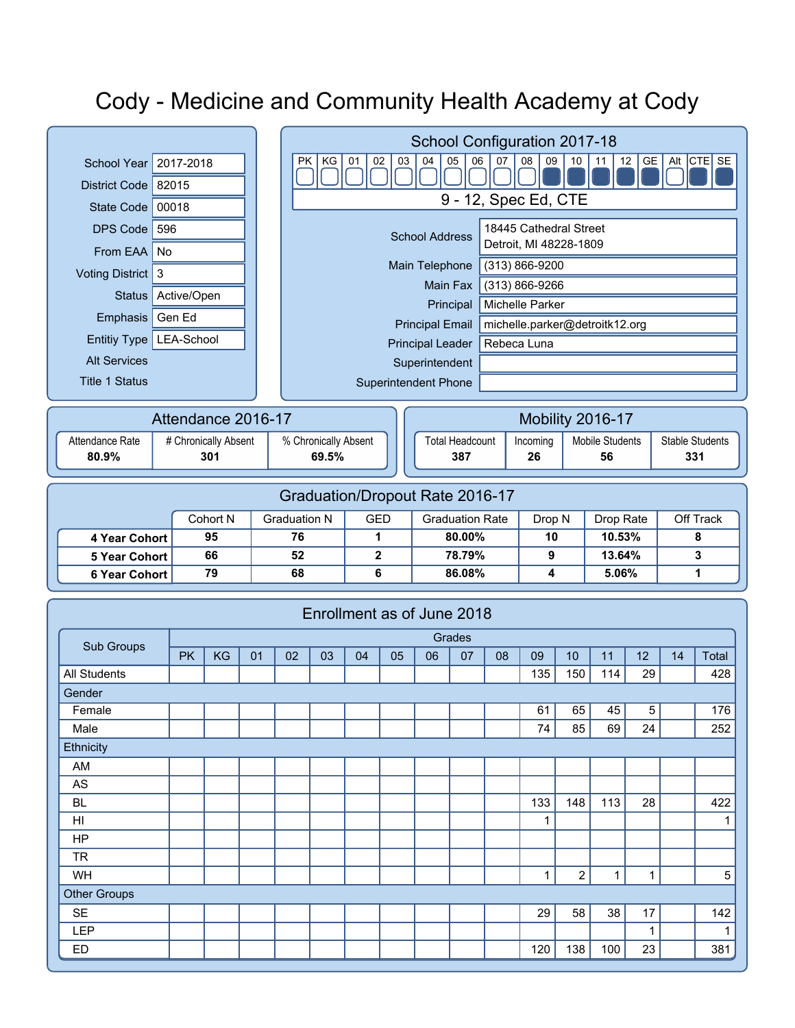# Cody - Medicine and Community Health Academy at Cody

| | |
|---|---|
| School Year | 2017-2018 |
| District Code | 82015 |
| State Code | 00018 |
| DPS Code | 596 |
| From EAA | No |
| Voting District | 3 |
| Status | Active/Open |
| Emphasis | Gen Ed |
| Entitiy Type | LEA-School |
| Alt Services | |
| Title 1 Status | |

## School Configuration 2017-18

| PK | KG | 01 | 02 | 03 | 04 | 05 | 06 | 07 | 08 | 09 | 10 | 11 | 12 | GE | Alt | CTE | SE |
|---|---|---|---|---|---|---|---|---|---|---|---|---|---|---|---|---|---|
| | | | | | | | | | | ■ | ■ | ■ | ■ | ■ | | ■ | ■ |

9 - 12, Spec Ed, CTE

| | |
|---|---|
| School Address | 18445 Cathedral Street<br>Detroit, MI 48228-1809 |
| Main Telephone | (313) 866-9200 |
| Main Fax | (313) 866-9266 |
| Principal | Michelle Parker |
| Principal Email | michelle.parker@detroitk12.org |
| Principal Leader | Rebeca Luna |
| Superintendent | |
| Superintendent Phone | |

## Attendance 2016-17

| Attendance Rate | # Chronically Absent | % Chronically Absent |
|---|---|---|
| **80.9%** | **301** | **69.5%** |

## Mobility 2016-17

| Total Headcount | Incoming | Mobile Students | Stable Students |
|---|---|---|---|
| **387** | **26** | **56** | **331** |

## Graduation/Dropout Rate 2016-17

| | Cohort N | Graduation N | GED | Graduation Rate | Drop N | Drop Rate | Off Track |
|---|---|---|---|---|---|---|---|
| **4 Year Cohort** | **95** | **76** | **1** | **80.00%** | **10** | **10.53%** | **8** |
| **5 Year Cohort** | **66** | **52** | **2** | **78.79%** | **9** | **13.64%** | **3** |
| **6 Year Cohort** | **79** | **68** | **6** | **86.08%** | **4** | **5.06%** | **1** |

## Enrollment as of June 2018

| Sub Groups | Grades | | | | | | | | | | | | | | |
|---|---|---|---|---|---|---|---|---|---|---|---|---|---|---|---|
| | PK | KG | 01 | 02 | 03 | 04 | 05 | 06 | 07 | 08 | 09 | 10 | 11 | 12 | 14 | Total |
| All Students | | | | | | | | | | | 135 | 150 | 114 | 29 | | 428 |
| Gender | | | | | | | | | | | | | | | | |
| Female | | | | | | | | | | | 61 | 65 | 45 | 5 | | 176 |
| Male | | | | | | | | | | | 74 | 85 | 69 | 24 | | 252 |
| Ethnicity | | | | | | | | | | | | | | | | |
| AM | | | | | | | | | | | | | | | | |
| AS | | | | | | | | | | | | | | | | |
| BL | | | | | | | | | | | 133 | 148 | 113 | 28 | | 422 |
| HI | | | | | | | | | | | 1 | | | | | 1 |
| HP | | | | | | | | | | | | | | | | |
| TR | | | | | | | | | | | | | | | | |
| WH | | | | | | | | | | | 1 | 2 | 1 | 1 | | 5 |
| Other Groups | | | | | | | | | | | | | | | | |
| SE | | | | | | | | | | | 29 | 58 | 38 | 17 | | 142 |
| LEP | | | | | | | | | | | | | | 1 | | 1 |
| ED | | | | | | | | | | | 120 | 138 | 100 | 23 | | 381 |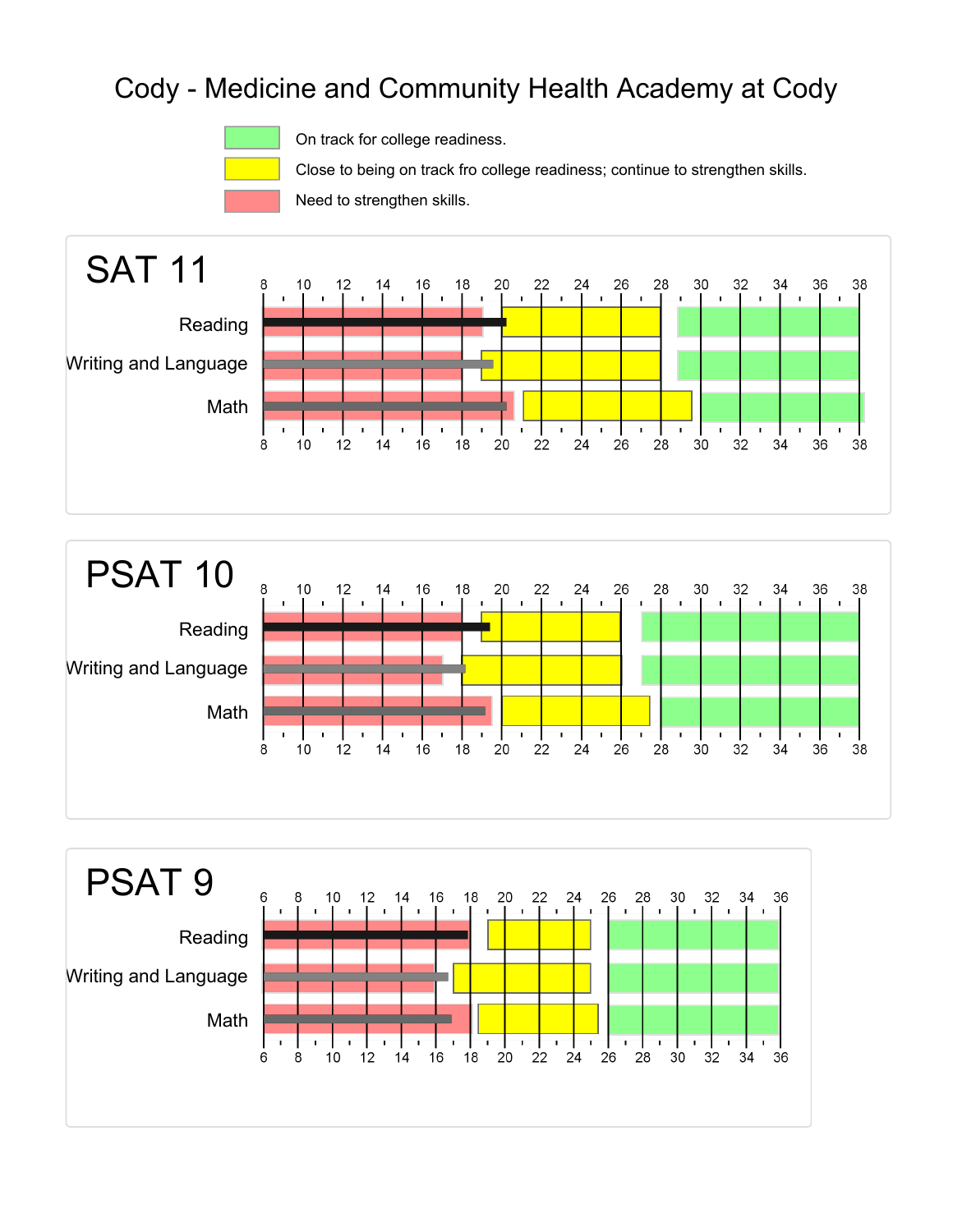# Cody - Medicine and Community Health Academy at Cody

- On track for college readiness.
- Close to being on track fro college readiness; continue to strengthen skills.
- Need to strengthen skills.

## SAT 11

Reading

Writing and Language

Math

## PSAT 10

Reading

Writing and Language

Math

## PSAT 9

Reading

Writing and Language

Math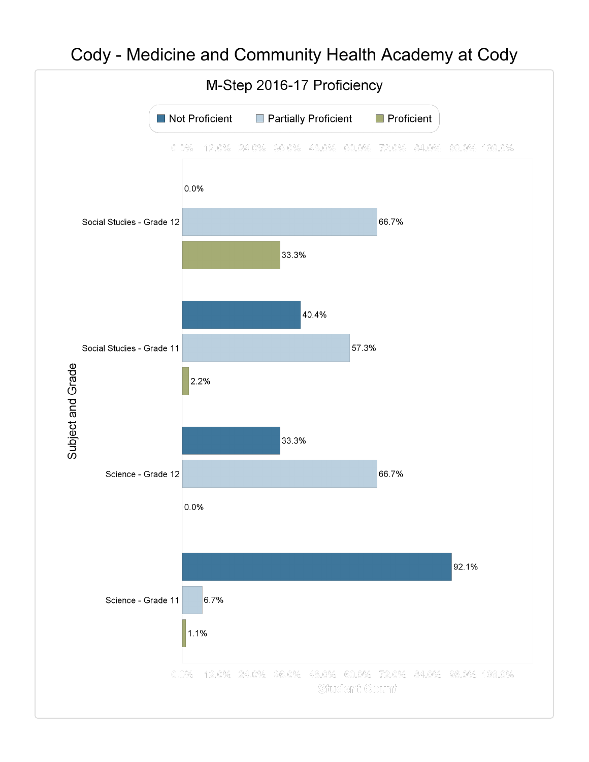# Cody - Medicine and Community Health Academy at Cody

## M-Step 2016-17 Proficiency

| Subject and Grade | Not Proficient | Partially Proficient | Proficient |
|---|---|---|---|
| Social Studies - Grade 12 | 0.0% | 66.7% | 33.3% |
| Social Studies - Grade 11 | 40.4% | 57.3% | 2.2% |
| Science - Grade 12 | 33.3% | 66.7% | 0.0% |
| Science - Grade 11 | 92.1% | 6.7% | 1.1% |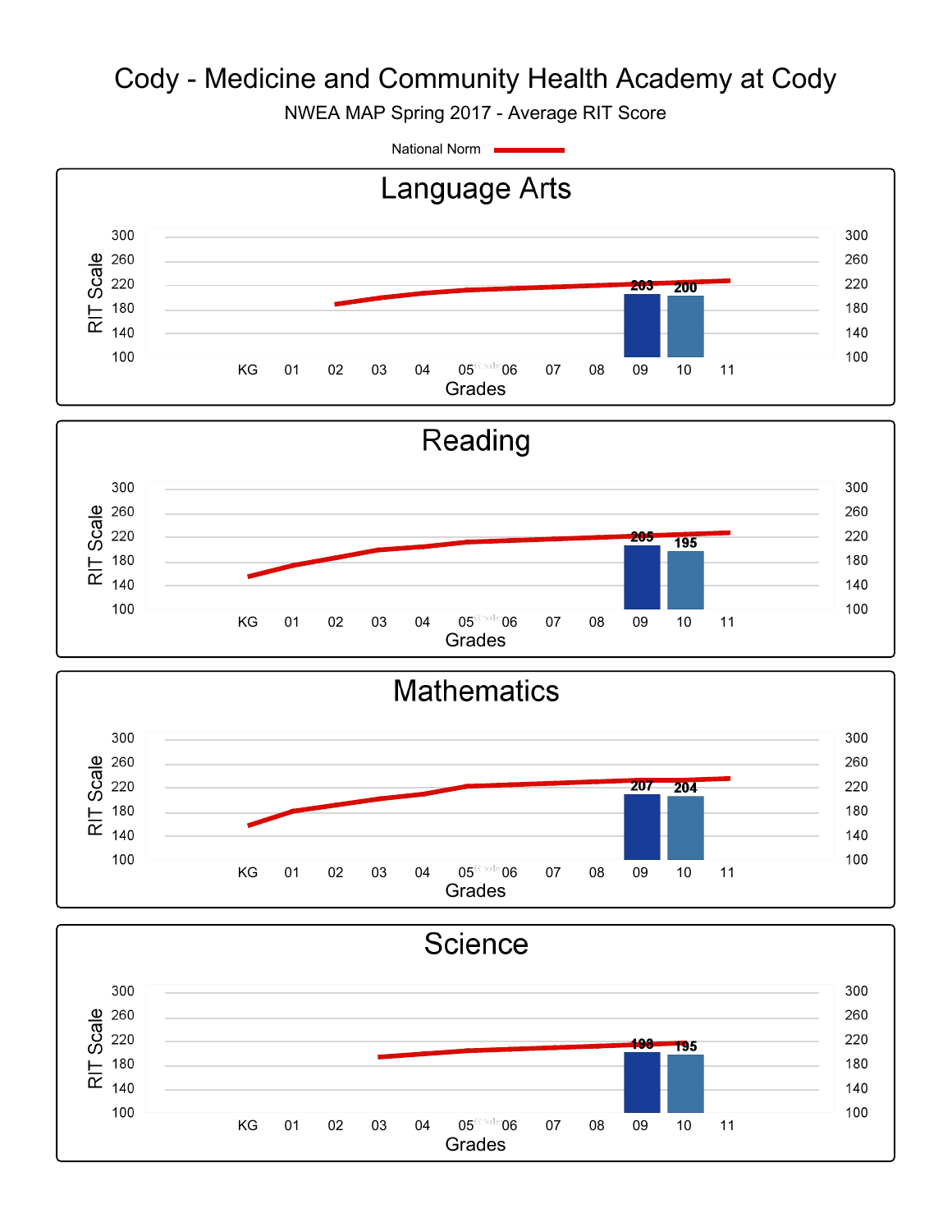# Cody - Medicine and Community Health Academy at Cody

NWEA MAP Spring 2017 - Average RIT Score

National Norm

## Language Arts

| Grade | Average RIT Score |
|---|---|
| 09 | 203 |
| 10 | 200 |

## Reading

| Grade | Average RIT Score |
|---|---|
| 09 | 205 |
| 10 | 195 |

## Mathematics

| Grade | Average RIT Score |
|---|---|
| 09 | 207 |
| 10 | 204 |

## Science

| Grade | Average RIT Score |
|---|---|
| 09 | 198 |
| 10 | 195 |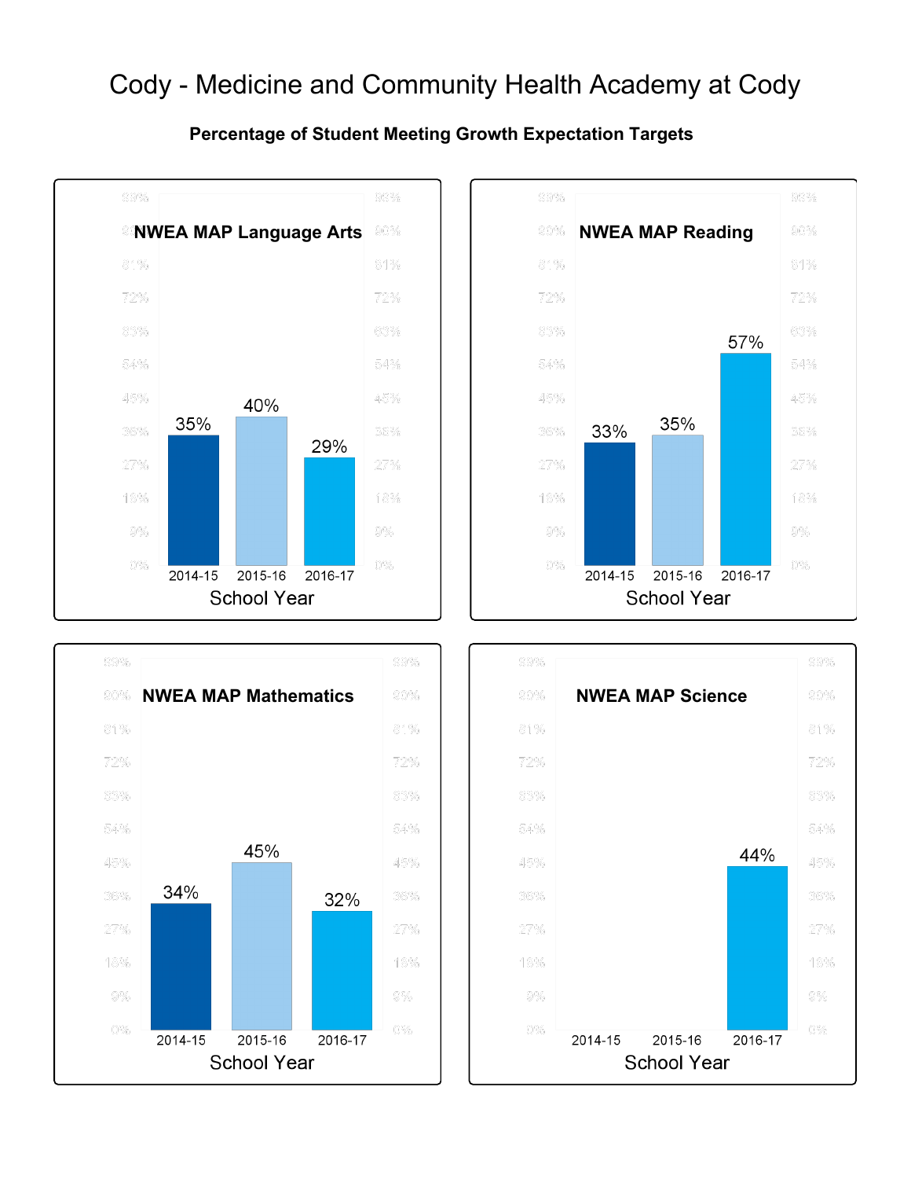# Cody - Medicine and Community Health Academy at Cody

**Percentage of Student Meeting Growth Expectation Targets**

**NWEA MAP Language Arts**

35%
40%
29%

2014-15
2015-16
2016-17

School Year

**NWEA MAP Reading**

33%
35%
57%

2014-15
2015-16
2016-17

School Year

**NWEA MAP Mathematics**

34%
45%
32%

2014-15
2015-16
2016-17

School Year

**NWEA MAP Science**

44%

2014-15
2015-16
2016-17

School Year